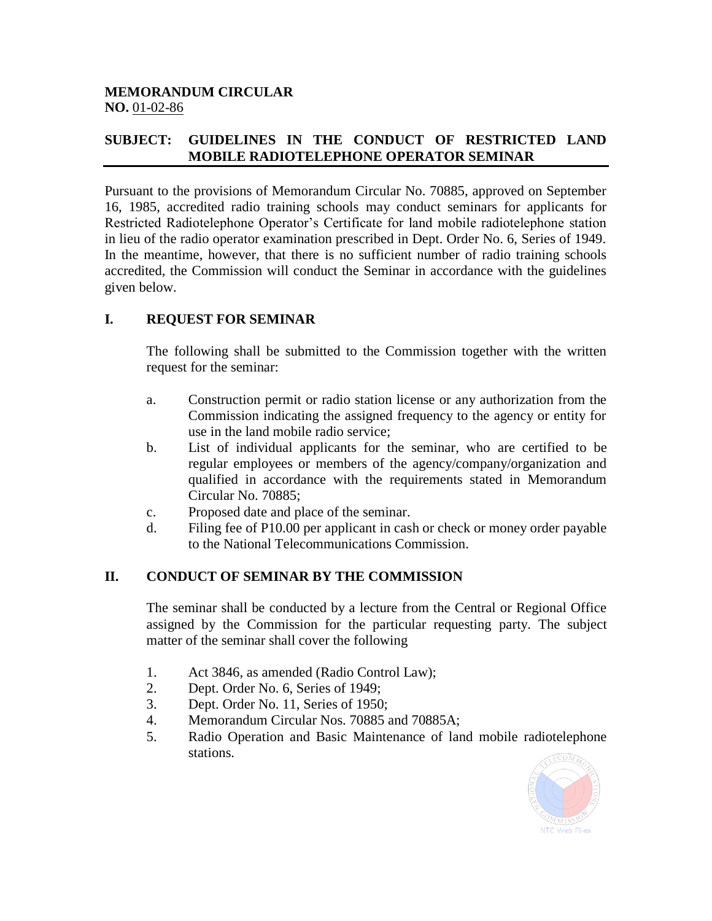**MEMORANDUM CIRCULAR**
**NO.** 01-02-86

**SUBJECT: GUIDELINES IN THE CONDUCT OF RESTRICTED LAND MOBILE RADIOTELEPHONE OPERATOR SEMINAR**

Pursuant to the provisions of Memorandum Circular No. 70885, approved on September 16, 1985, accredited radio training schools may conduct seminars for applicants for Restricted Radiotelephone Operator's Certificate for land mobile radiotelephone station in lieu of the radio operator examination prescribed in Dept. Order No. 6, Series of 1949. In the meantime, however, that there is no sufficient number of radio training schools accredited, the Commission will conduct the Seminar in accordance with the guidelines given below.

## I. REQUEST FOR SEMINAR

The following shall be submitted to the Commission together with the written request for the seminar:

a. Construction permit or radio station license or any authorization from the Commission indicating the assigned frequency to the agency or entity for use in the land mobile radio service;

b. List of individual applicants for the seminar, who are certified to be regular employees or members of the agency/company/organization and qualified in accordance with the requirements stated in Memorandum Circular No. 70885;

c. Proposed date and place of the seminar.

d. Filing fee of P10.00 per applicant in cash or check or money order payable to the National Telecommunications Commission.

## II. CONDUCT OF SEMINAR BY THE COMMISSION

The seminar shall be conducted by a lecture from the Central or Regional Office assigned by the Commission for the particular requesting party. The subject matter of the seminar shall cover the following

1. Act 3846, as amended (Radio Control Law);
2. Dept. Order No. 6, Series of 1949;
3. Dept. Order No. 11, Series of 1950;
4. Memorandum Circular Nos. 70885 and 70885A;
5. Radio Operation and Basic Maintenance of land mobile radiotelephone stations.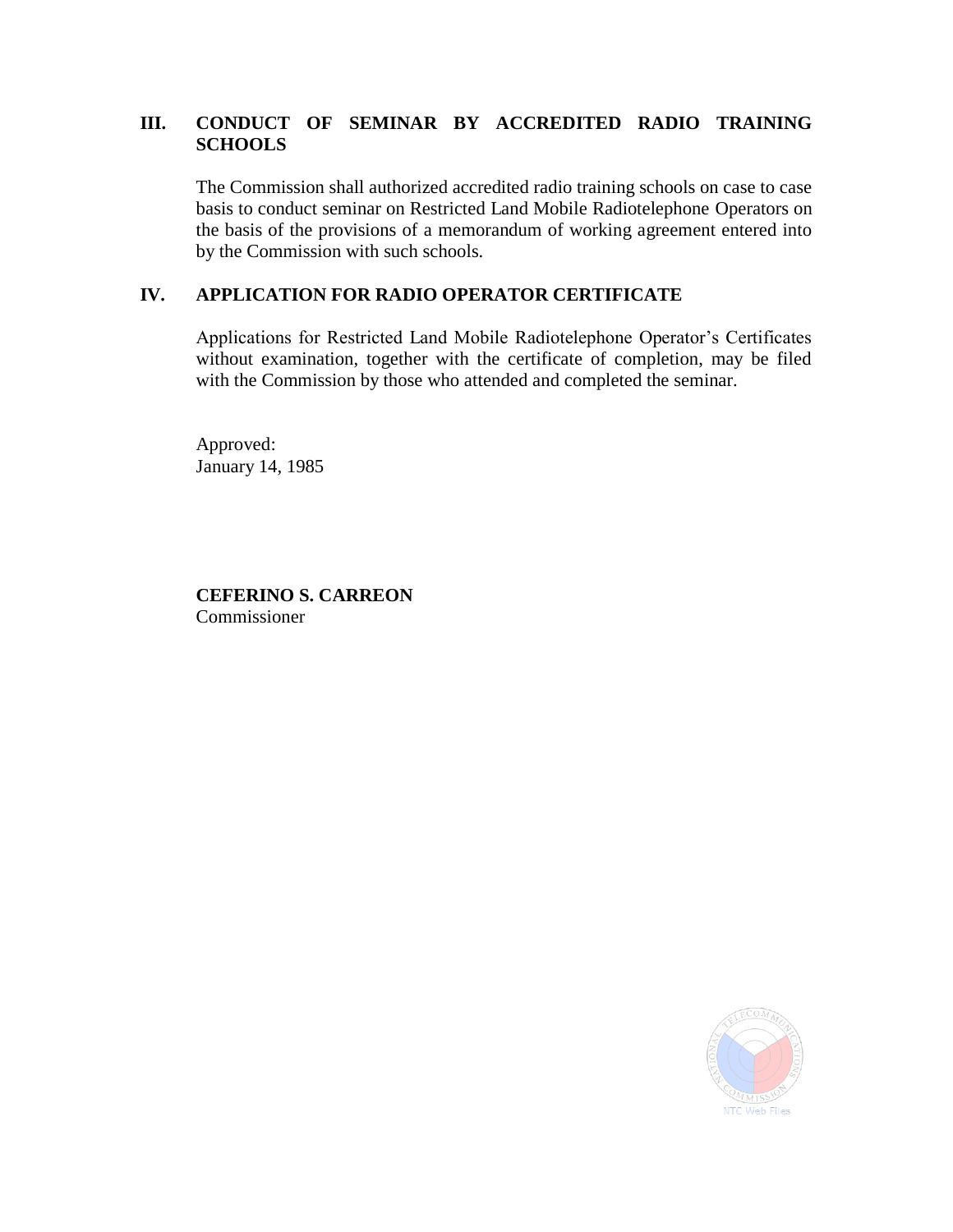## III. CONDUCT OF SEMINAR BY ACCREDITED RADIO TRAINING SCHOOLS

The Commission shall authorized accredited radio training schools on case to case basis to conduct seminar on Restricted Land Mobile Radiotelephone Operators on the basis of the provisions of a memorandum of working agreement entered into by the Commission with such schools.

## IV. APPLICATION FOR RADIO OPERATOR CERTIFICATE

Applications for Restricted Land Mobile Radiotelephone Operator's Certificates without examination, together with the certificate of completion, may be filed with the Commission by those who attended and completed the seminar.

Approved:
January 14, 1985

**CEFERINO S. CARREON**
Commissioner